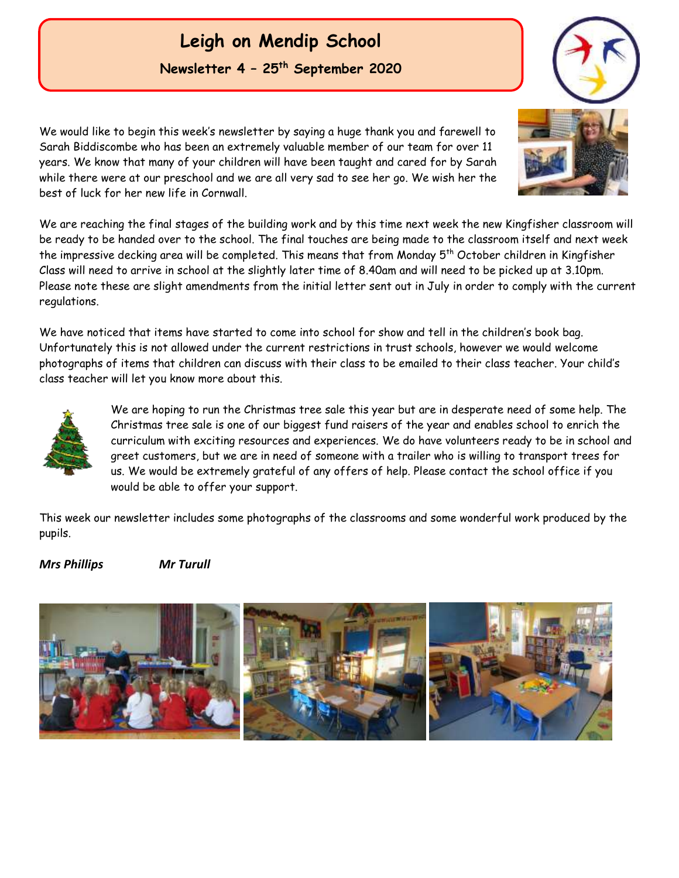# Leigh on Mendip School

## Newsletter 4 – 25th September 2020

We would like to begin this week's newsletter by saying a huge thank you and farewell to Sarah Biddiscombe who has been an extremely valuable member of our team for over 11 years. We know that many of your children will have been taught and cared for by Sarah while there were at our preschool and we are all very sad to see her go. We wish her the best of luck for her new life in Cornwall.

We are reaching the final stages of the building work and by this time next week the new Kingfisher classroom will be ready to be handed over to the school. The final touches are being made to the classroom itself and next week the impressive decking area will be completed. This means that from Monday 5th October children in Kingfisher Class will need to arrive in school at the slightly later time of 8.40am and will need to be picked up at 3.10pm. Please note these are slight amendments from the initial letter sent out in July in order to comply with the current regulations.

We have noticed that items have started to come into school for show and tell in the children's book bag. Unfortunately this is not allowed under the current restrictions in trust schools, however we would welcome photographs of items that children can discuss with their class to be emailed to their class teacher. Your child's class teacher will let you know more about this.

We are hoping to run the Christmas tree sale this year but are in desperate need of some help. The Christmas tree sale is one of our biggest fund raisers of the year and enables school to enrich the curriculum with exciting resources and experiences. We do have volunteers ready to be in school and greet customers, but we are in need of someone with a trailer who is willing to transport trees for us. We would be extremely grateful of any offers of help. Please contact the school office if you would be able to offer your support.

This week our newsletter includes some photographs of the classrooms and some wonderful work produced by the pupils.

***Mrs Phillips*** ***Mr Turull***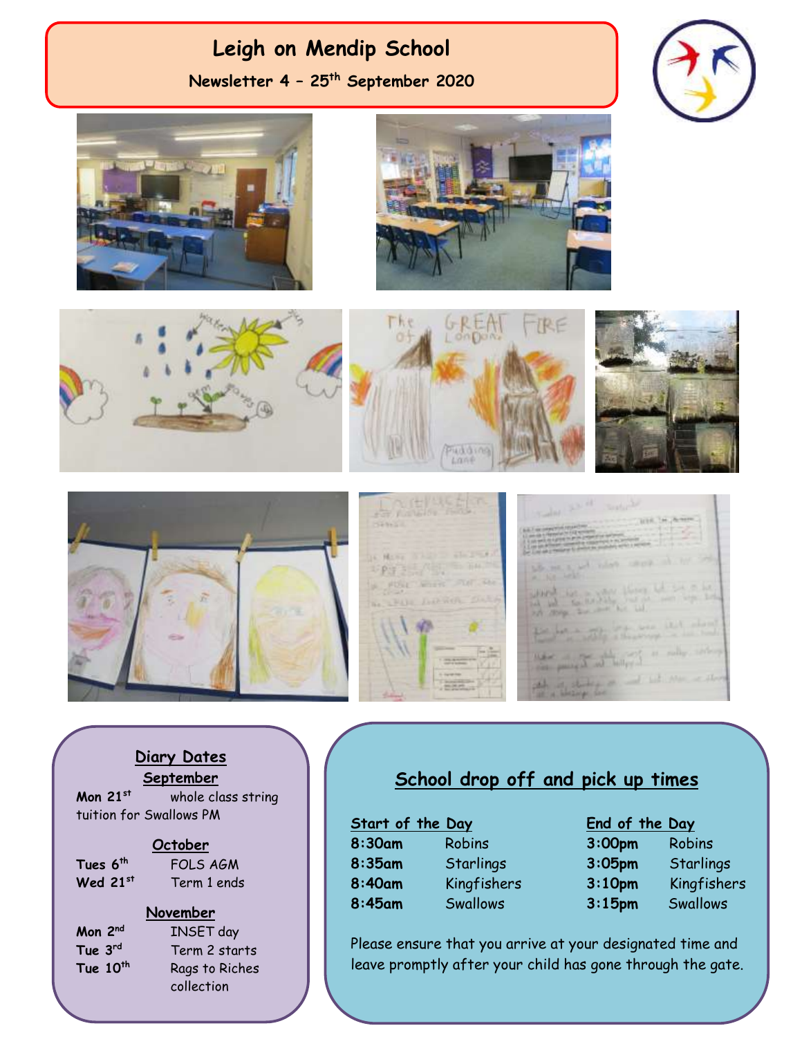# Leigh on Mendip School

**Newsletter 4 – 25th September 2020**

## Diary Dates

### September

**Mon 21st** whole class string tuition for Swallows PM

### October

**Tues 6th** FOLS AGM
**Wed 21st** Term 1 ends

### November

**Mon 2nd** INSET day
**Tue 3rd** Term 2 starts
**Tue 10th** Rags to Riches collection

## School drop off and pick up times

**Start of the Day**

| | |
|---|---|
| **8:30am** | Robins |
| **8:35am** | Starlings |
| **8:40am** | Kingfishers |
| **8:45am** | Swallows |

**End of the Day**

| | |
|---|---|
| **3:00pm** | Robins |
| **3:05pm** | Starlings |
| **3:10pm** | Kingfishers |
| **3:15pm** | Swallows |

Please ensure that you arrive at your designated time and leave promptly after your child has gone through the gate.